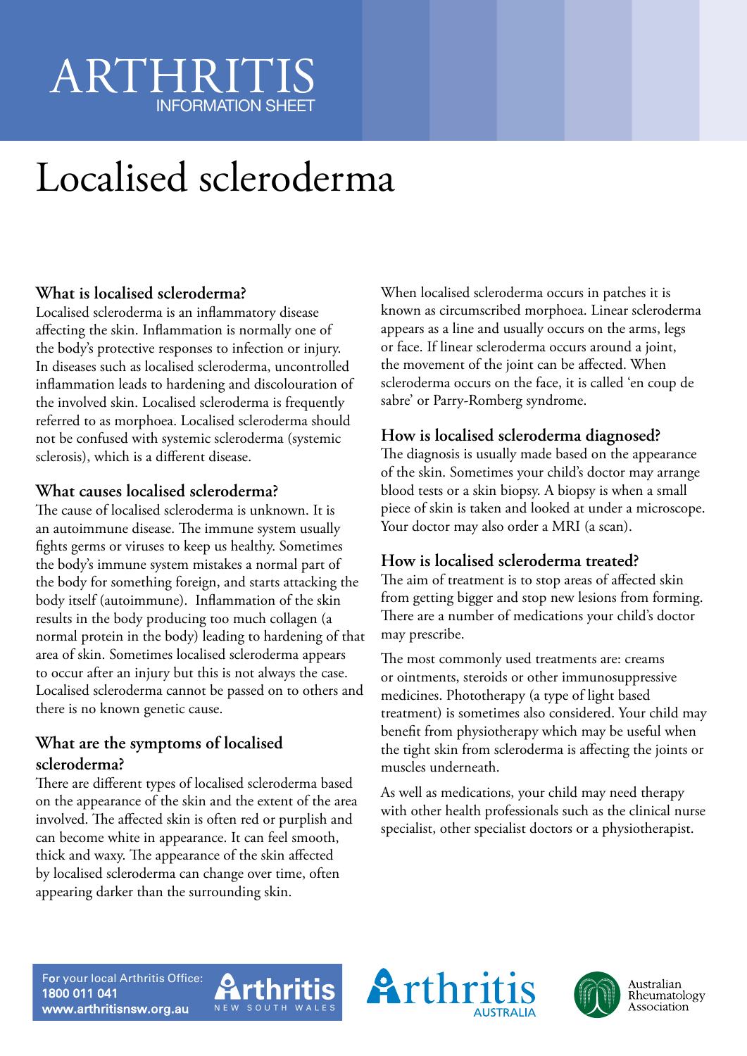ARTHRITIS
INFORMATION SHEET

# Localised scleroderma

## What is localised scleroderma?

Localised scleroderma is an inflammatory disease affecting the skin. Inflammation is normally one of the body's protective responses to infection or injury. In diseases such as localised scleroderma, uncontrolled inflammation leads to hardening and discolouration of the involved skin. Localised scleroderma is frequently referred to as morphoea. Localised scleroderma should not be confused with systemic scleroderma (systemic sclerosis), which is a different disease.

## What causes localised scleroderma?

The cause of localised scleroderma is unknown. It is an autoimmune disease. The immune system usually fights germs or viruses to keep us healthy. Sometimes the body's immune system mistakes a normal part of the body for something foreign, and starts attacking the body itself (autoimmune). Inflammation of the skin results in the body producing too much collagen (a normal protein in the body) leading to hardening of that area of skin. Sometimes localised scleroderma appears to occur after an injury but this is not always the case. Localised scleroderma cannot be passed on to others and there is no known genetic cause.

## What are the symptoms of localised scleroderma?

There are different types of localised scleroderma based on the appearance of the skin and the extent of the area involved. The affected skin is often red or purplish and can become white in appearance. It can feel smooth, thick and waxy. The appearance of the skin affected by localised scleroderma can change over time, often appearing darker than the surrounding skin.

When localised scleroderma occurs in patches it is known as circumscribed morphoea. Linear scleroderma appears as a line and usually occurs on the arms, legs or face. If linear scleroderma occurs around a joint, the movement of the joint can be affected. When scleroderma occurs on the face, it is called 'en coup de sabre' or Parry-Romberg syndrome.

## How is localised scleroderma diagnosed?

The diagnosis is usually made based on the appearance of the skin. Sometimes your child's doctor may arrange blood tests or a skin biopsy. A biopsy is when a small piece of skin is taken and looked at under a microscope. Your doctor may also order a MRI (a scan).

## How is localised scleroderma treated?

The aim of treatment is to stop areas of affected skin from getting bigger and stop new lesions from forming. There are a number of medications your child's doctor may prescribe.

The most commonly used treatments are: creams or ointments, steroids or other immunosuppressive medicines. Phototherapy (a type of light based treatment) is sometimes also considered. Your child may benefit from physiotherapy which may be useful when the tight skin from scleroderma is affecting the joints or muscles underneath.

As well as medications, your child may need therapy with other health professionals such as the clinical nurse specialist, other specialist doctors or a physiotherapist.

For your local Arthritis Office:
**1800 011 041**
**www.arthritisnsw.org.au**

Arthritis NEW SOUTH WALES | Arthritis AUSTRALIA | Australian Rheumatology Association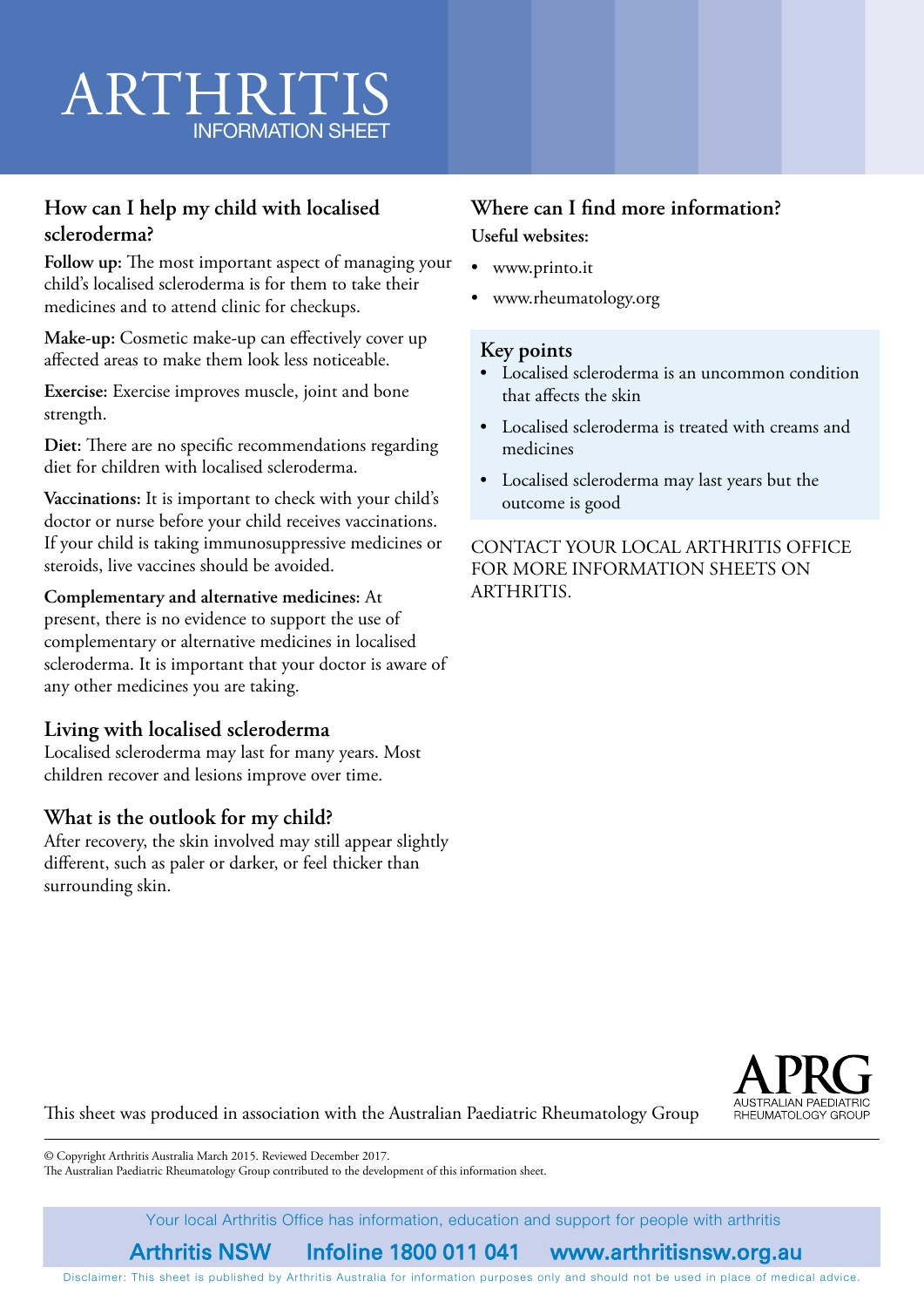# ARTHRITIS
INFORMATION SHEET

## How can I help my child with localised scleroderma?

**Follow up:** The most important aspect of managing your child's localised scleroderma is for them to take their medicines and to attend clinic for checkups.

**Make-up:** Cosmetic make-up can effectively cover up affected areas to make them look less noticeable.

**Exercise:** Exercise improves muscle, joint and bone strength.

**Diet:** There are no specific recommendations regarding diet for children with localised scleroderma.

**Vaccinations:** It is important to check with your child's doctor or nurse before your child receives vaccinations. If your child is taking immunosuppressive medicines or steroids, live vaccines should be avoided.

**Complementary and alternative medicines:** At present, there is no evidence to support the use of complementary or alternative medicines in localised scleroderma. It is important that your doctor is aware of any other medicines you are taking.

## Living with localised scleroderma

Localised scleroderma may last for many years. Most children recover and lesions improve over time.

## What is the outlook for my child?

After recovery, the skin involved may still appear slightly different, such as paler or darker, or feel thicker than surrounding skin.

## Where can I find more information?

**Useful websites:**

- www.printo.it
- www.rheumatology.org

## Key points

- Localised scleroderma is an uncommon condition that affects the skin
- Localised scleroderma is treated with creams and medicines
- Localised scleroderma may last years but the outcome is good

CONTACT YOUR LOCAL ARTHRITIS OFFICE FOR MORE INFORMATION SHEETS ON ARTHRITIS.

This sheet was produced in association with the Australian Paediatric Rheumatology Group

APRG AUSTRALIAN PAEDIATRIC RHEUMATOLOGY GROUP

© Copyright Arthritis Australia March 2015. Reviewed December 2017.
The Australian Paediatric Rheumatology Group contributed to the development of this information sheet.

Your local Arthritis Office has information, education and support for people with arthritis

**Arthritis NSW Infoline 1800 011 041 www.arthritisnsw.org.au**

Disclaimer: This sheet is published by Arthritis Australia for information purposes only and should not be used in place of medical advice.